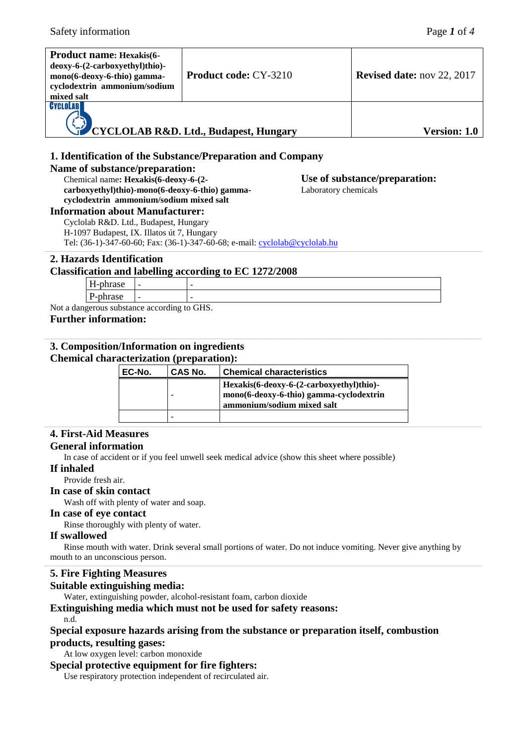| **Product name: Hexakis(6-deoxy-6-(2-carboxyethyl)thio)-mono(6-deoxy-6-thio) gamma-cyclodextrin ammonium/sodium mixed salt** | **Product code:** CY-3210 | **Revised date:** nov 22, 2017 |
|---|---|---|
| **CYCLOLAB R&D. Ltd., Budapest, Hungary** | | **Version: 1.0** |

## 1. Identification of the Substance/Preparation and Company

### Name of substance/preparation:

Chemical name**: Hexakis(6-deoxy-6-(2-carboxyethyl)thio)-mono(6-deoxy-6-thio) gamma-cyclodextrin ammonium/sodium mixed salt**

### Use of substance/preparation:

Laboratory chemicals

### Information about Manufacturer:

Cyclolab R&D. Ltd., Budapest, Hungary
H-1097 Budapest, IX. Illatos út 7, Hungary
Tel: (36-1)-347-60-60; Fax: (36-1)-347-60-68; e-mail: cyclolab@cyclolab.hu

## 2. Hazards Identification

### Classification and labelling according to EC 1272/2008

| H-phrase | - | - |
|---|---|---|
| P-phrase | - | - |

Not a dangerous substance according to GHS.

### Further information:

## 3. Composition/Information on ingredients

### Chemical characterization (preparation):

| EC-No. | CAS No. | Chemical characteristics |
|---|---|---|
| | - | **Hexakis(6-deoxy-6-(2-carboxyethyl)thio)-mono(6-deoxy-6-thio) gamma-cyclodextrin ammonium/sodium mixed salt** |
| | - | |

## 4. First-Aid Measures

### General information

In case of accident or if you feel unwell seek medical advice (show this sheet where possible)

### If inhaled

Provide fresh air.

### In case of skin contact

Wash off with plenty of water and soap.

### In case of eye contact

Rinse thoroughly with plenty of water.

### If swallowed

Rinse mouth with water. Drink several small portions of water. Do not induce vomiting. Never give anything by mouth to an unconscious person.

## 5. Fire Fighting Measures

### Suitable extinguishing media:

Water, extinguishing powder, alcohol-resistant foam, carbon dioxide

### Extinguishing media which must not be used for safety reasons:

n.d.

### Special exposure hazards arising from the substance or preparation itself, combustion products, resulting gases:

At low oxygen level: carbon monoxide

### Special protective equipment for fire fighters:

Use respiratory protection independent of recirculated air.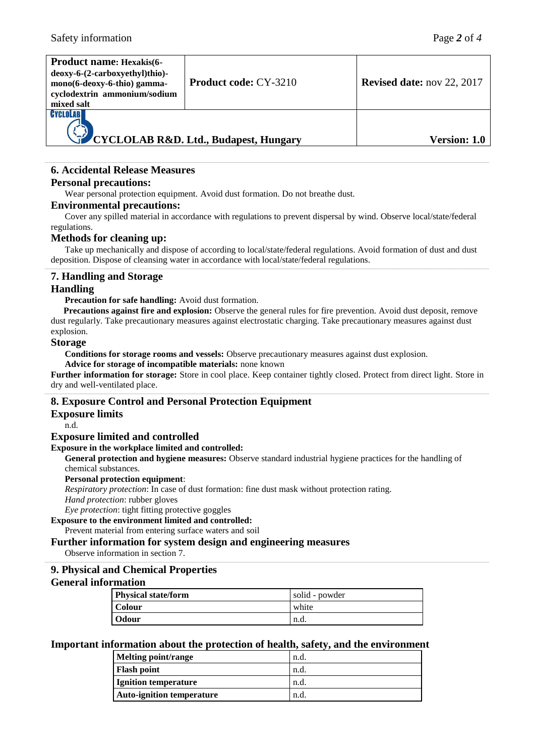| **Product name**: **Hexakis(6-deoxy-6-(2-carboxyethyl)thio)-mono(6-deoxy-6-thio) gamma-cyclodextrin ammonium/sodium mixed salt** | **Product code:** CY-3210 | **Revised date:** nov 22, 2017 |
|---|---|---|
| **CYCLOLAB R&D. Ltd., Budapest, Hungary** | | **Version: 1.0** |

## 6. Accidental Release Measures

### Personal precautions:

Wear personal protection equipment. Avoid dust formation. Do not breathe dust.

### Environmental precautions:

Cover any spilled material in accordance with regulations to prevent dispersal by wind. Observe local/state/federal regulations.

### Methods for cleaning up:

Take up mechanically and dispose of according to local/state/federal regulations. Avoid formation of dust and dust deposition. Dispose of cleansing water in accordance with local/state/federal regulations.

## 7. Handling and Storage

### Handling

**Precaution for safe handling:** Avoid dust formation.

**Precautions against fire and explosion:** Observe the general rules for fire prevention. Avoid dust deposit, remove dust regularly. Take precautionary measures against electrostatic charging. Take precautionary measures against dust explosion.

### Storage

**Conditions for storage rooms and vessels:** Observe precautionary measures against dust explosion.

**Advice for storage of incompatible materials:** none known

**Further information for storage:** Store in cool place. Keep container tightly closed. Protect from direct light. Store in dry and well-ventilated place.

## 8. Exposure Control and Personal Protection Equipment

### Exposure limits

n.d.

### Exposure limited and controlled

**Exposure in the workplace limited and controlled:**

**General protection and hygiene measures:** Observe standard industrial hygiene practices for the handling of chemical substances.

**Personal protection equipment**:

*Respiratory protection*: In case of dust formation: fine dust mask without protection rating.

*Hand protection*: rubber gloves

*Eye protection*: tight fitting protective goggles

**Exposure to the environment limited and controlled:**

Prevent material from entering surface waters and soil

### Further information for system design and engineering measures

Observe information in section 7.

## 9. Physical and Chemical Properties

### General information

| **Physical state/form** | solid - powder |
|---|---|
| **Colour** | white |
| **Odour** | n.d. |

### Important information about the protection of health, safety, and the environment

| **Melting point/range** | n.d. |
|---|---|
| **Flash point** | n.d. |
| **Ignition temperature** | n.d. |
| **Auto-ignition temperature** | n.d. |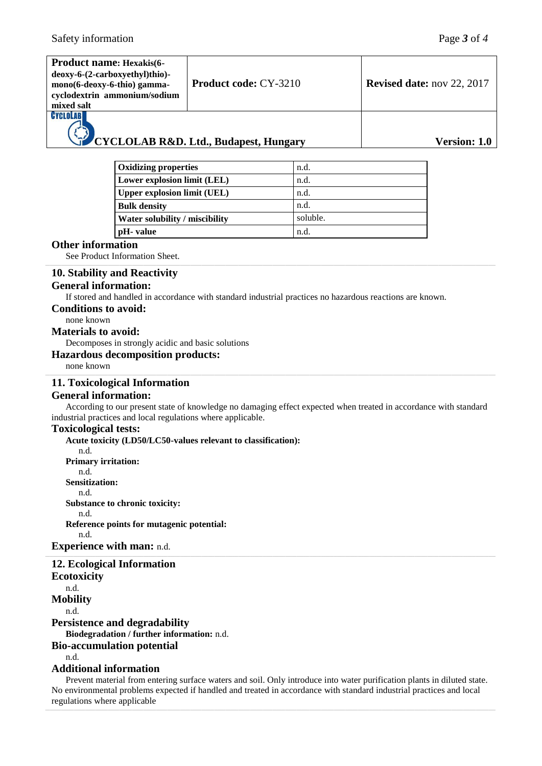| Oxidizing properties | n.d. |
|---|---|
| Lower explosion limit (LEL) | n.d. |
| Upper explosion limit (UEL) | n.d. |
| Bulk density | n.d. |
| Water solubility / miscibility | soluble. |
| pH- value | n.d. |

### Other information

See Product Information Sheet.

## 10. Stability and Reactivity

### General information:

If stored and handled in accordance with standard industrial practices no hazardous reactions are known.

### Conditions to avoid:

none known

### Materials to avoid:

Decomposes in strongly acidic and basic solutions

### Hazardous decomposition products:

none known

## 11. Toxicological Information

### General information:

According to our present state of knowledge no damaging effect expected when treated in accordance with standard industrial practices and local regulations where applicable.

### Toxicological tests:

**Acute toxicity (LD50/LC50-values relevant to classification):**

n.d.

**Primary irritation:**

n.d.

**Sensitization:**

n.d.

**Substance to chronic toxicity:**

n.d.

**Reference points for mutagenic potential:**

n.d.

**Experience with man:** n.d.

## 12. Ecological Information

### Ecotoxicity

n.d.

### Mobility

n.d.

### Persistence and degradability

**Biodegradation / further information:** n.d.

### Bio-accumulation potential

n.d.

### Additional information

Prevent material from entering surface waters and soil. Only introduce into water purification plants in diluted state. No environmental problems expected if handled and treated in accordance with standard industrial practices and local regulations where applicable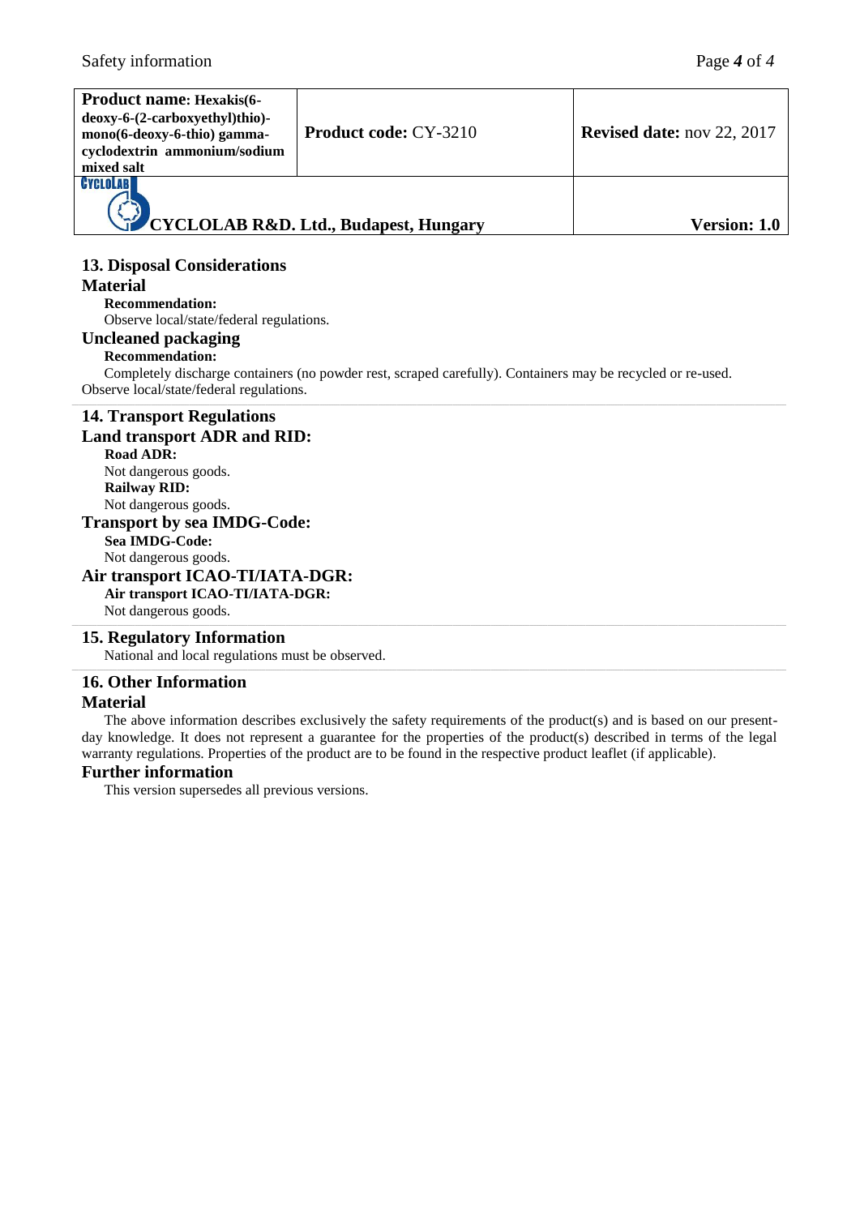## 13. Disposal Considerations

### Material

**Recommendation:**

Observe local/state/federal regulations.

### Uncleaned packaging

**Recommendation:**

Completely discharge containers (no powder rest, scraped carefully). Containers may be recycled or re-used. Observe local/state/federal regulations.

## 14. Transport Regulations

### Land transport ADR and RID:

**Road ADR:**

Not dangerous goods.

**Railway RID:**

Not dangerous goods.

### Transport by sea IMDG-Code:

**Sea IMDG-Code:**

Not dangerous goods.

### Air transport ICAO-TI/IATA-DGR:

**Air transport ICAO-TI/IATA-DGR:**

Not dangerous goods.

## 15. Regulatory Information

National and local regulations must be observed.

## 16. Other Information

### Material

The above information describes exclusively the safety requirements of the product(s) and is based on our present-day knowledge. It does not represent a guarantee for the properties of the product(s) described in terms of the legal warranty regulations. Properties of the product are to be found in the respective product leaflet (if applicable).

### Further information

This version supersedes all previous versions.